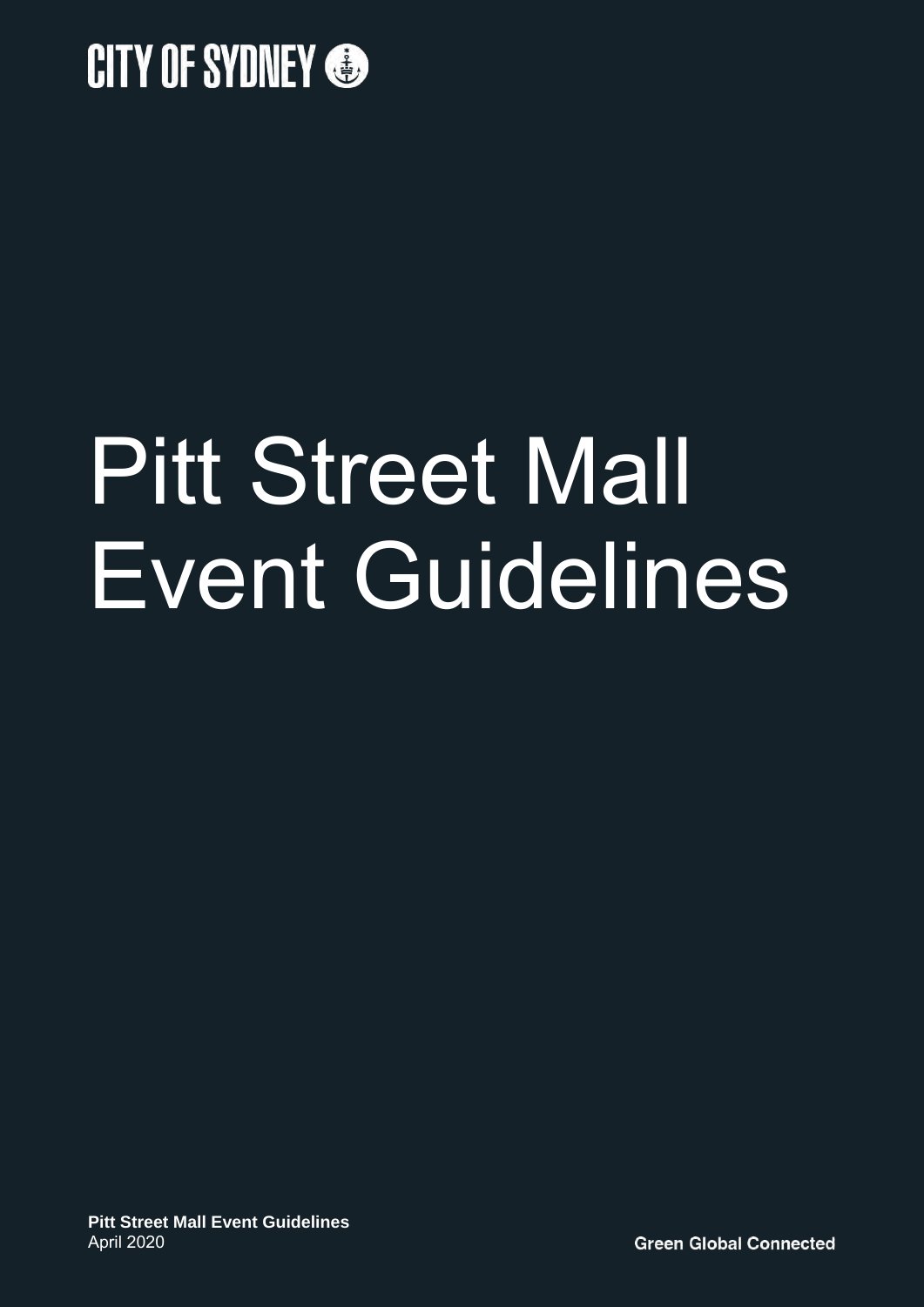CITY OF SYDNEY

# Pitt Street Mall Event Guidelines

**Pitt Street Mall Event Guidelines**
April 2020

**Green Global Connected**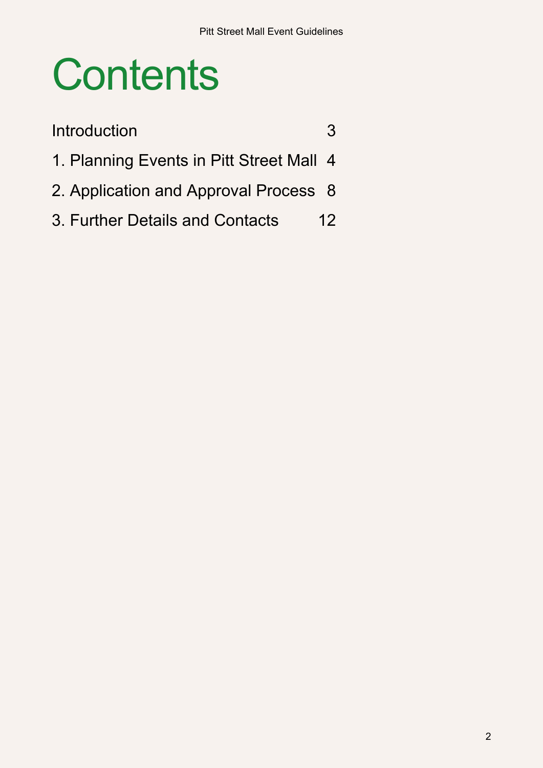# Contents

| | |
|---|---|
| Introduction | 3 |
| 1. Planning Events in Pitt Street Mall | 4 |
| 2. Application and Approval Process | 8 |
| 3. Further Details and Contacts | 12 |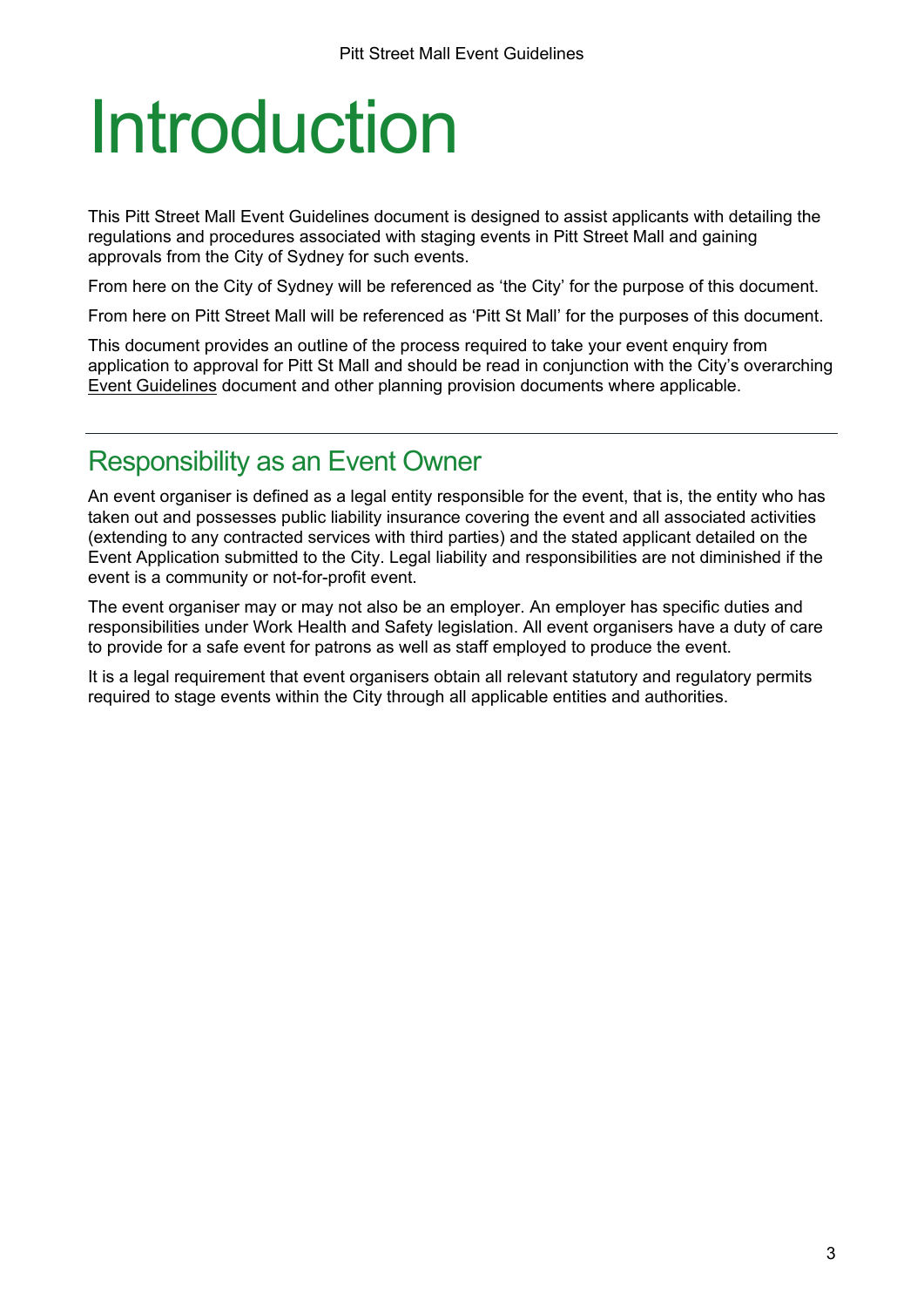# Introduction

This Pitt Street Mall Event Guidelines document is designed to assist applicants with detailing the regulations and procedures associated with staging events in Pitt Street Mall and gaining approvals from the City of Sydney for such events.

From here on the City of Sydney will be referenced as 'the City' for the purpose of this document.

From here on Pitt Street Mall will be referenced as 'Pitt St Mall' for the purposes of this document.

This document provides an outline of the process required to take your event enquiry from application to approval for Pitt St Mall and should be read in conjunction with the City's overarching Event Guidelines document and other planning provision documents where applicable.

## Responsibility as an Event Owner

An event organiser is defined as a legal entity responsible for the event, that is, the entity who has taken out and possesses public liability insurance covering the event and all associated activities (extending to any contracted services with third parties) and the stated applicant detailed on the Event Application submitted to the City. Legal liability and responsibilities are not diminished if the event is a community or not-for-profit event.

The event organiser may or may not also be an employer. An employer has specific duties and responsibilities under Work Health and Safety legislation. All event organisers have a duty of care to provide for a safe event for patrons as well as staff employed to produce the event.

It is a legal requirement that event organisers obtain all relevant statutory and regulatory permits required to stage events within the City through all applicable entities and authorities.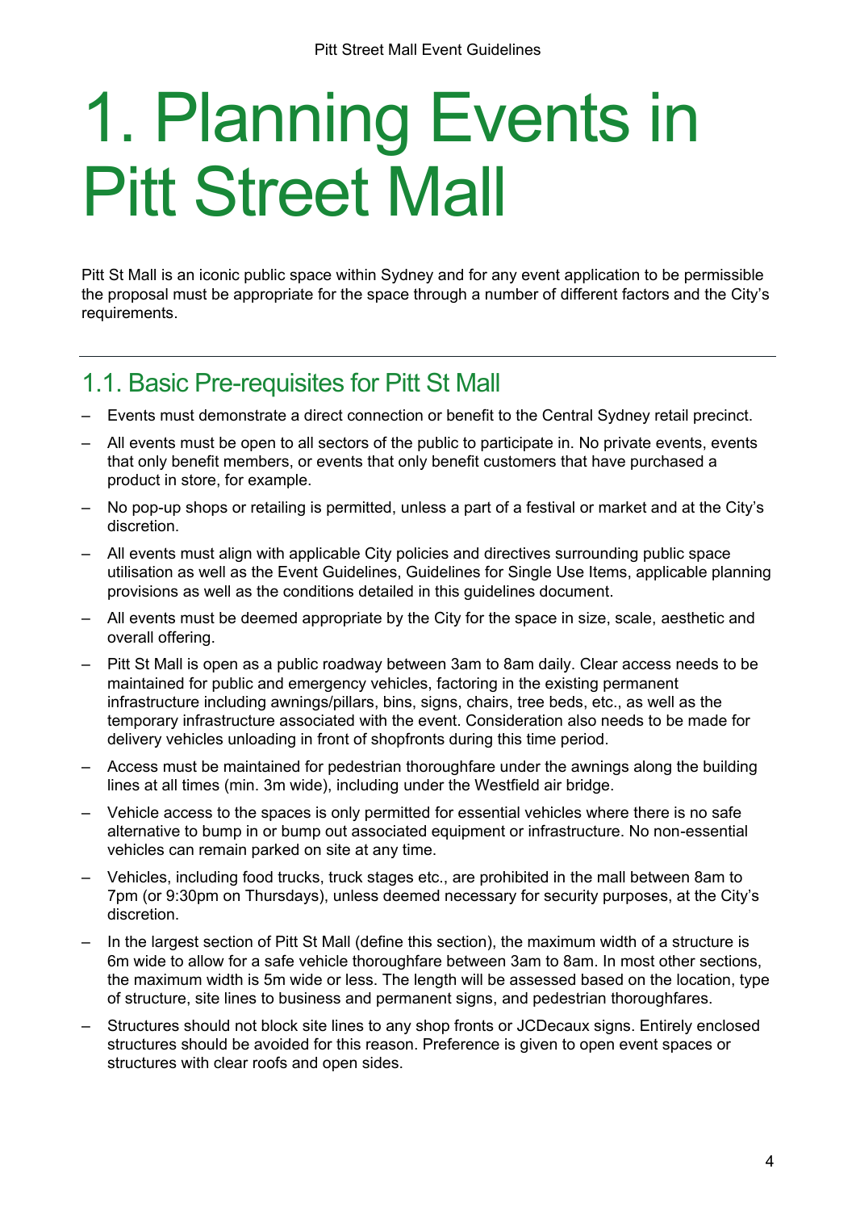# 1. Planning Events in Pitt Street Mall

Pitt St Mall is an iconic public space within Sydney and for any event application to be permissible the proposal must be appropriate for the space through a number of different factors and the City's requirements.

## 1.1. Basic Pre-requisites for Pitt St Mall

- Events must demonstrate a direct connection or benefit to the Central Sydney retail precinct.
- All events must be open to all sectors of the public to participate in. No private events, events that only benefit members, or events that only benefit customers that have purchased a product in store, for example.
- No pop-up shops or retailing is permitted, unless a part of a festival or market and at the City's discretion.
- All events must align with applicable City policies and directives surrounding public space utilisation as well as the Event Guidelines, Guidelines for Single Use Items, applicable planning provisions as well as the conditions detailed in this guidelines document.
- All events must be deemed appropriate by the City for the space in size, scale, aesthetic and overall offering.
- Pitt St Mall is open as a public roadway between 3am to 8am daily. Clear access needs to be maintained for public and emergency vehicles, factoring in the existing permanent infrastructure including awnings/pillars, bins, signs, chairs, tree beds, etc., as well as the temporary infrastructure associated with the event. Consideration also needs to be made for delivery vehicles unloading in front of shopfronts during this time period.
- Access must be maintained for pedestrian thoroughfare under the awnings along the building lines at all times (min. 3m wide), including under the Westfield air bridge.
- Vehicle access to the spaces is only permitted for essential vehicles where there is no safe alternative to bump in or bump out associated equipment or infrastructure. No non-essential vehicles can remain parked on site at any time.
- Vehicles, including food trucks, truck stages etc., are prohibited in the mall between 8am to 7pm (or 9:30pm on Thursdays), unless deemed necessary for security purposes, at the City's discretion.
- In the largest section of Pitt St Mall (define this section), the maximum width of a structure is 6m wide to allow for a safe vehicle thoroughfare between 3am to 8am. In most other sections, the maximum width is 5m wide or less. The length will be assessed based on the location, type of structure, site lines to business and permanent signs, and pedestrian thoroughfares.
- Structures should not block site lines to any shop fronts or JCDecaux signs. Entirely enclosed structures should be avoided for this reason. Preference is given to open event spaces or structures with clear roofs and open sides.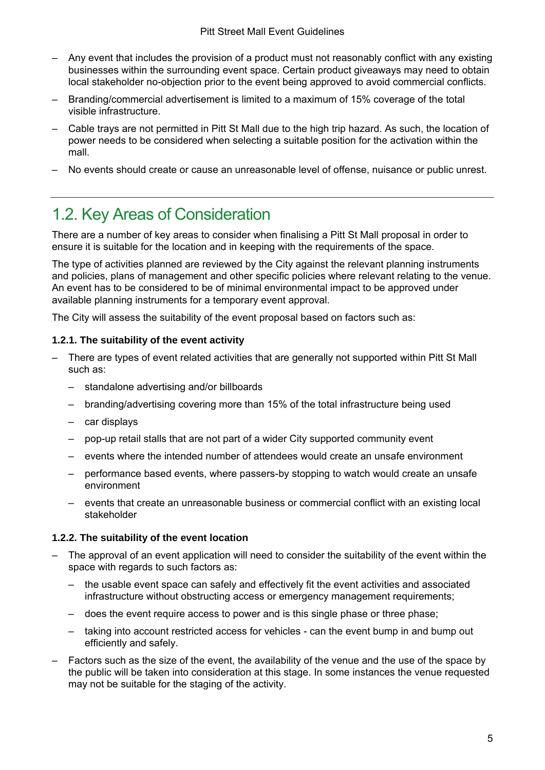- Any event that includes the provision of a product must not reasonably conflict with any existing businesses within the surrounding event space. Certain product giveaways may need to obtain local stakeholder no-objection prior to the event being approved to avoid commercial conflicts.
- Branding/commercial advertisement is limited to a maximum of 15% coverage of the total visible infrastructure.
- Cable trays are not permitted in Pitt St Mall due to the high trip hazard. As such, the location of power needs to be considered when selecting a suitable position for the activation within the mall.
- No events should create or cause an unreasonable level of offense, nuisance or public unrest.

---

## 1.2. Key Areas of Consideration

There are a number of key areas to consider when finalising a Pitt St Mall proposal in order to ensure it is suitable for the location and in keeping with the requirements of the space.

The type of activities planned are reviewed by the City against the relevant planning instruments and policies, plans of management and other specific policies where relevant relating to the venue. An event has to be considered to be of minimal environmental impact to be approved under available planning instruments for a temporary event approval.

The City will assess the suitability of the event proposal based on factors such as:

#### 1.2.1. The suitability of the event activity

- There are types of event related activities that are generally not supported within Pitt St Mall such as:
  - standalone advertising and/or billboards
  - branding/advertising covering more than 15% of the total infrastructure being used
  - car displays
  - pop-up retail stalls that are not part of a wider City supported community event
  - events where the intended number of attendees would create an unsafe environment
  - performance based events, where passers-by stopping to watch would create an unsafe environment
  - events that create an unreasonable business or commercial conflict with an existing local stakeholder

#### 1.2.2. The suitability of the event location

- The approval of an event application will need to consider the suitability of the event within the space with regards to such factors as:
  - the usable event space can safely and effectively fit the event activities and associated infrastructure without obstructing access or emergency management requirements;
  - does the event require access to power and is this single phase or three phase;
  - taking into account restricted access for vehicles - can the event bump in and bump out efficiently and safely.
- Factors such as the size of the event, the availability of the venue and the use of the space by the public will be taken into consideration at this stage. In some instances the venue requested may not be suitable for the staging of the activity.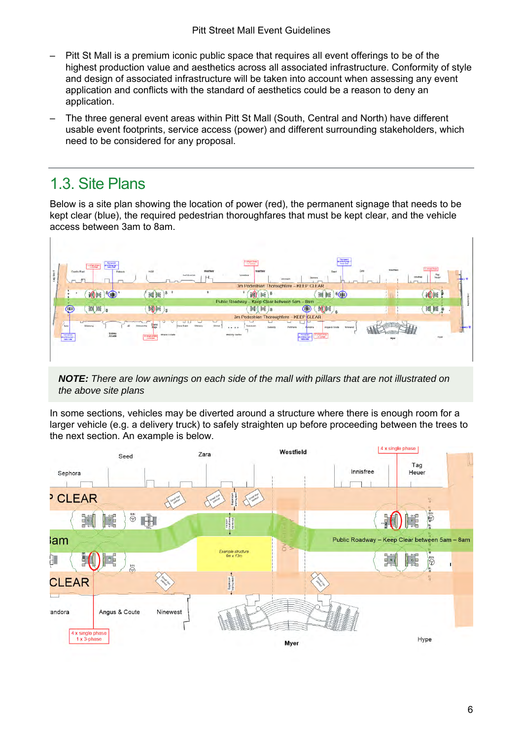- Pitt St Mall is a premium iconic public space that requires all event offerings to be of the highest production value and aesthetics across all associated infrastructure. Conformity of style and design of associated infrastructure will be taken into account when assessing any event application and conflicts with the standard of aesthetics could be a reason to deny an application.
- The three general event areas within Pitt St Mall (South, Central and North) have different usable event footprints, service access (power) and different surrounding stakeholders, which need to be considered for any proposal.

## 1.3. Site Plans

Below is a site plan showing the location of power (red), the permanent signage that needs to be kept clear (blue), the required pedestrian thoroughfares that must be kept clear, and the vehicle access between 3am to 8am.

> ***NOTE:*** *There are low awnings on each side of the mall with pillars that are not illustrated on the above site plans*

In some sections, vehicles may be diverted around a structure where there is enough room for a larger vehicle (e.g. a delivery truck) to safely straighten up before proceeding between the trees to the next section. An example is below.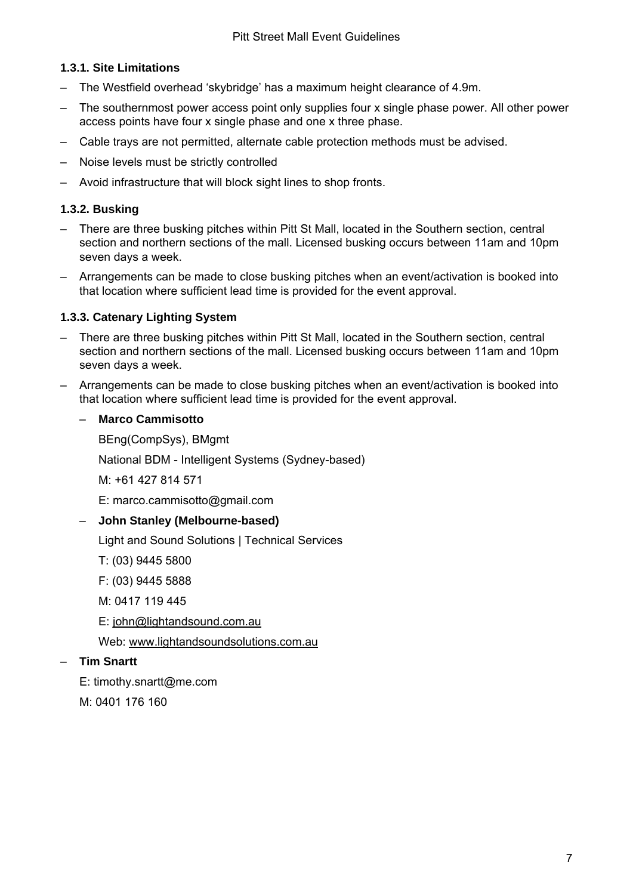### 1.3.1. Site Limitations

- The Westfield overhead 'skybridge' has a maximum height clearance of 4.9m.
- The southernmost power access point only supplies four x single phase power. All other power access points have four x single phase and one x three phase.
- Cable trays are not permitted, alternate cable protection methods must be advised.
- Noise levels must be strictly controlled
- Avoid infrastructure that will block sight lines to shop fronts.

### 1.3.2. Busking

- There are three busking pitches within Pitt St Mall, located in the Southern section, central section and northern sections of the mall. Licensed busking occurs between 11am and 10pm seven days a week.
- Arrangements can be made to close busking pitches when an event/activation is booked into that location where sufficient lead time is provided for the event approval.

### 1.3.3. Catenary Lighting System

- There are three busking pitches within Pitt St Mall, located in the Southern section, central section and northern sections of the mall. Licensed busking occurs between 11am and 10pm seven days a week.
- Arrangements can be made to close busking pitches when an event/activation is booked into that location where sufficient lead time is provided for the event approval.
  - **Marco Cammisotto**

    BEng(CompSys), BMgmt

    National BDM - Intelligent Systems (Sydney-based)

    M: +61 427 814 571

    E: marco.cammisotto@gmail.com
  - **John Stanley (Melbourne-based)**

    Light and Sound Solutions | Technical Services

    T: (03) 9445 5800

    F: (03) 9445 5888

    M: 0417 119 445

    E: john@lightandsound.com.au

    Web: www.lightandsoundsolutions.com.au
- **Tim Snartt**

  E: timothy.snartt@me.com

  M: 0401 176 160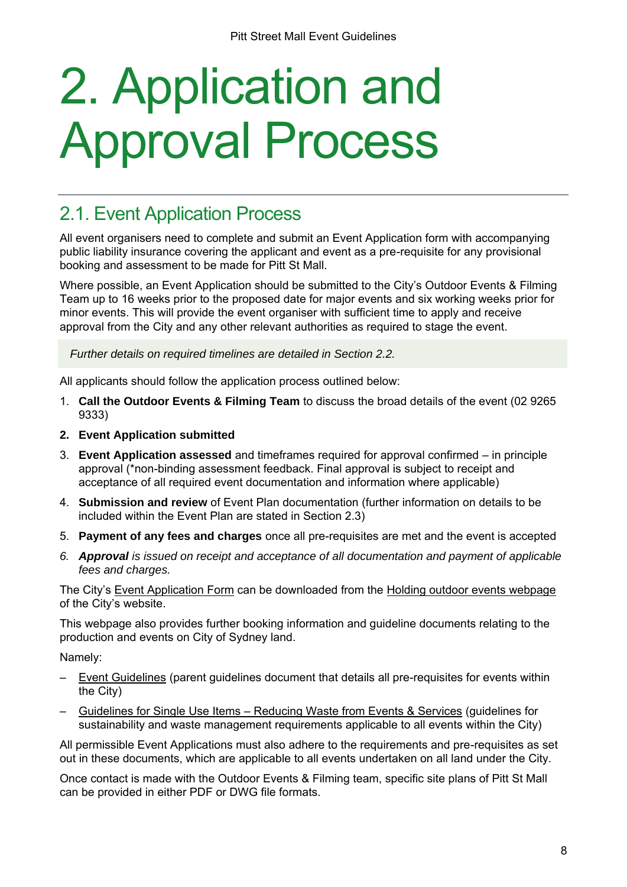# 2. Application and Approval Process

## 2.1. Event Application Process

All event organisers need to complete and submit an Event Application form with accompanying public liability insurance covering the applicant and event as a pre-requisite for any provisional booking and assessment to be made for Pitt St Mall.

Where possible, an Event Application should be submitted to the City's Outdoor Events & Filming Team up to 16 weeks prior to the proposed date for major events and six working weeks prior for minor events. This will provide the event organiser with sufficient time to apply and receive approval from the City and any other relevant authorities as required to stage the event.

*Further details on required timelines are detailed in Section 2.2.*

All applicants should follow the application process outlined below:

1. **Call the Outdoor Events & Filming Team** to discuss the broad details of the event (02 9265 9333)
2. **Event Application submitted**
3. **Event Application assessed** and timeframes required for approval confirmed – in principle approval (*non-binding assessment feedback. Final approval is subject to receipt and acceptance of all required event documentation and information where applicable)
4. **Submission and review** of Event Plan documentation (further information on details to be included within the Event Plan are stated in Section 2.3)
5. **Payment of any fees and charges** once all pre-requisites are met and the event is accepted
6. ***Approval*** *is issued on receipt and acceptance of all documentation and payment of applicable fees and charges.*

The City's Event Application Form can be downloaded from the Holding outdoor events webpage of the City's website.

This webpage also provides further booking information and guideline documents relating to the production and events on City of Sydney land.

Namely:

- Event Guidelines (parent guidelines document that details all pre-requisites for events within the City)
- Guidelines for Single Use Items – Reducing Waste from Events & Services (guidelines for sustainability and waste management requirements applicable to all events within the City)

All permissible Event Applications must also adhere to the requirements and pre-requisites as set out in these documents, which are applicable to all events undertaken on all land under the City.

Once contact is made with the Outdoor Events & Filming team, specific site plans of Pitt St Mall can be provided in either PDF or DWG file formats.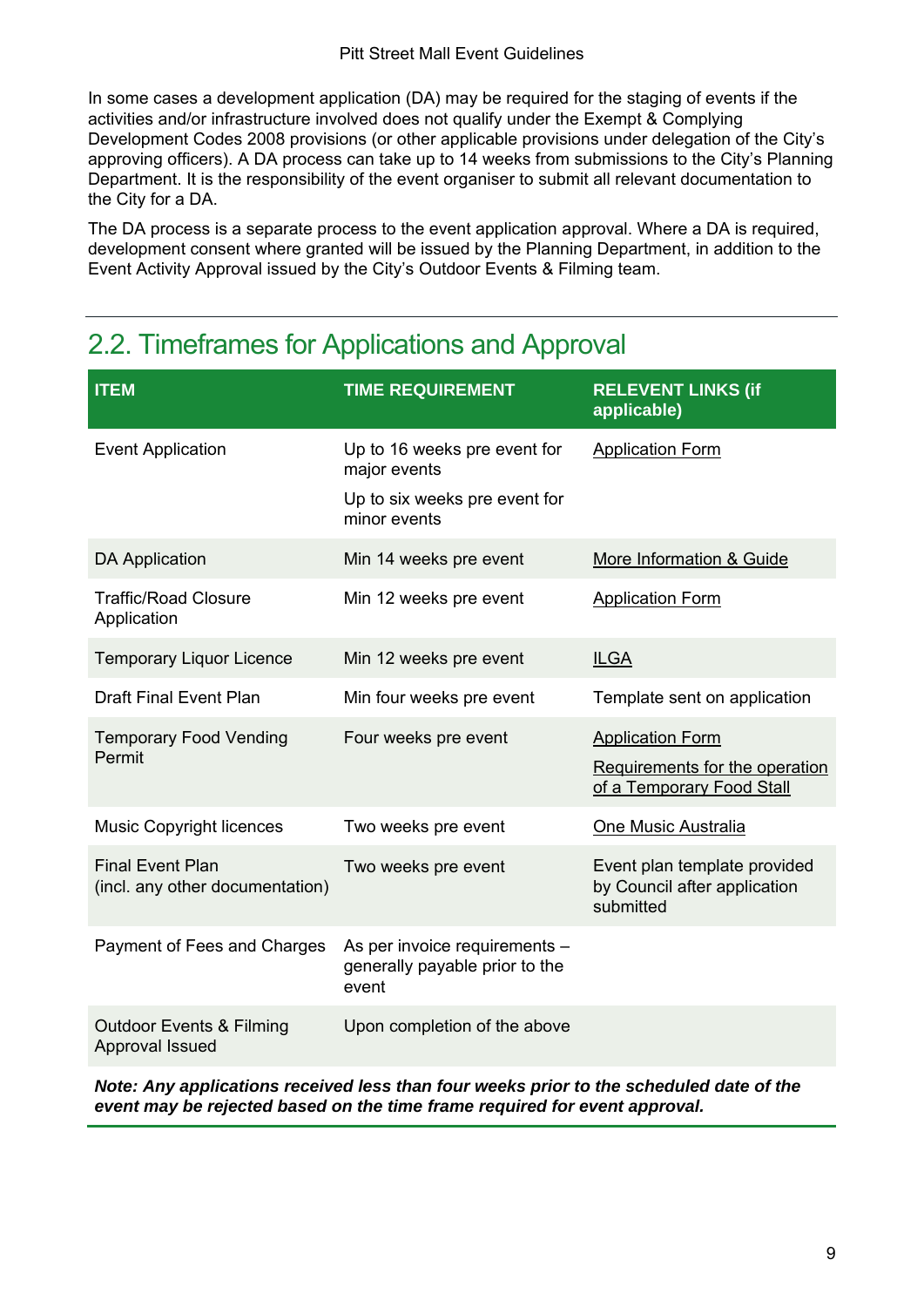In some cases a development application (DA) may be required for the staging of events if the activities and/or infrastructure involved does not qualify under the Exempt & Complying Development Codes 2008 provisions (or other applicable provisions under delegation of the City's approving officers). A DA process can take up to 14 weeks from submissions to the City's Planning Department. It is the responsibility of the event organiser to submit all relevant documentation to the City for a DA.

The DA process is a separate process to the event application approval. Where a DA is required, development consent where granted will be issued by the Planning Department, in addition to the Event Activity Approval issued by the City's Outdoor Events & Filming team.

## 2.2. Timeframes for Applications and Approval

| ITEM | TIME REQUIREMENT | RELEVENT LINKS (if applicable) |
|---|---|---|
| Event Application | Up to 16 weeks pre event for major events<br>Up to six weeks pre event for minor events | Application Form |
| DA Application | Min 14 weeks pre event | More Information & Guide |
| Traffic/Road Closure Application | Min 12 weeks pre event | Application Form |
| Temporary Liquor Licence | Min 12 weeks pre event | ILGA |
| Draft Final Event Plan | Min four weeks pre event | Template sent on application |
| Temporary Food Vending Permit | Four weeks pre event | Application Form<br>Requirements for the operation of a Temporary Food Stall |
| Music Copyright licences | Two weeks pre event | One Music Australia |
| Final Event Plan (incl. any other documentation) | Two weeks pre event | Event plan template provided by Council after application submitted |
| Payment of Fees and Charges | As per invoice requirements – generally payable prior to the event | |
| Outdoor Events & Filming Approval Issued | Upon completion of the above | |

***Note: Any applications received less than four weeks prior to the scheduled date of the event may be rejected based on the time frame required for event approval.***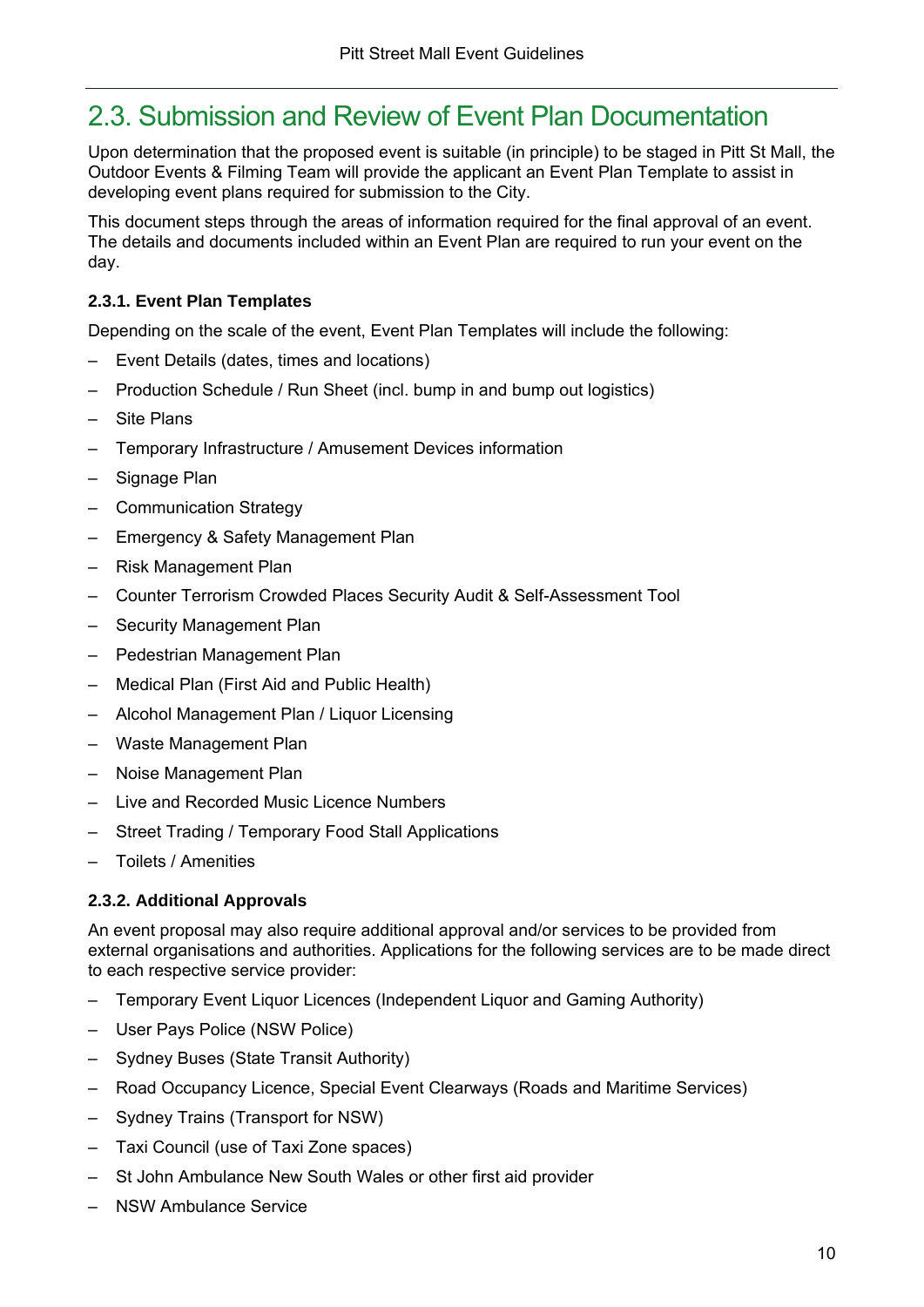## 2.3. Submission and Review of Event Plan Documentation

Upon determination that the proposed event is suitable (in principle) to be staged in Pitt St Mall, the Outdoor Events & Filming Team will provide the applicant an Event Plan Template to assist in developing event plans required for submission to the City.

This document steps through the areas of information required for the final approval of an event. The details and documents included within an Event Plan are required to run your event on the day.

### 2.3.1. Event Plan Templates

Depending on the scale of the event, Event Plan Templates will include the following:

- Event Details (dates, times and locations)
- Production Schedule / Run Sheet (incl. bump in and bump out logistics)
- Site Plans
- Temporary Infrastructure / Amusement Devices information
- Signage Plan
- Communication Strategy
- Emergency & Safety Management Plan
- Risk Management Plan
- Counter Terrorism Crowded Places Security Audit & Self-Assessment Tool
- Security Management Plan
- Pedestrian Management Plan
- Medical Plan (First Aid and Public Health)
- Alcohol Management Plan / Liquor Licensing
- Waste Management Plan
- Noise Management Plan
- Live and Recorded Music Licence Numbers
- Street Trading / Temporary Food Stall Applications
- Toilets / Amenities

### 2.3.2. Additional Approvals

An event proposal may also require additional approval and/or services to be provided from external organisations and authorities. Applications for the following services are to be made direct to each respective service provider:

- Temporary Event Liquor Licences (Independent Liquor and Gaming Authority)
- User Pays Police (NSW Police)
- Sydney Buses (State Transit Authority)
- Road Occupancy Licence, Special Event Clearways (Roads and Maritime Services)
- Sydney Trains (Transport for NSW)
- Taxi Council (use of Taxi Zone spaces)
- St John Ambulance New South Wales or other first aid provider
- NSW Ambulance Service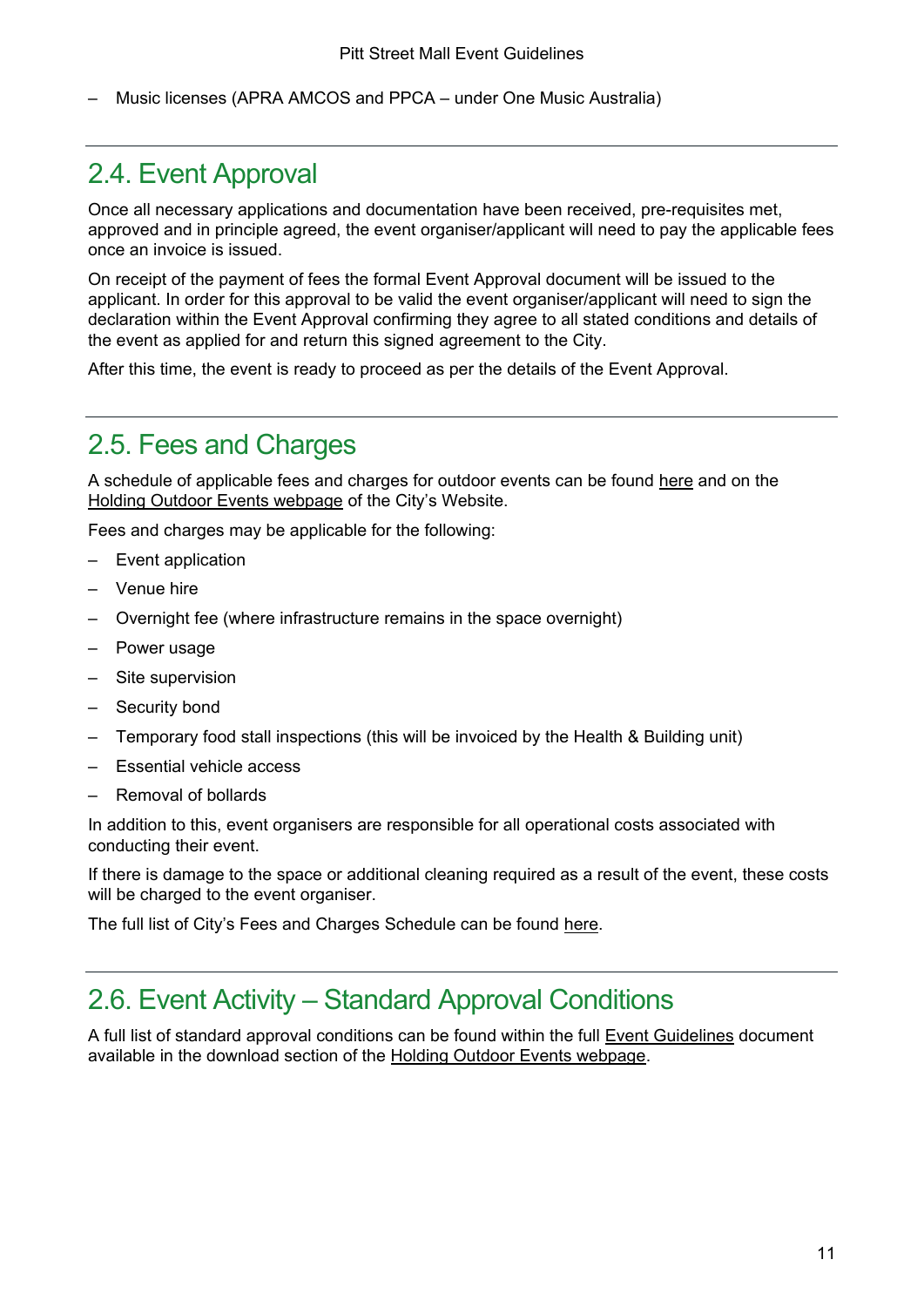- Music licenses (APRA AMCOS and PPCA – under One Music Australia)

## 2.4. Event Approval

Once all necessary applications and documentation have been received, pre-requisites met, approved and in principle agreed, the event organiser/applicant will need to pay the applicable fees once an invoice is issued.

On receipt of the payment of fees the formal Event Approval document will be issued to the applicant. In order for this approval to be valid the event organiser/applicant will need to sign the declaration within the Event Approval confirming they agree to all stated conditions and details of the event as applied for and return this signed agreement to the City.

After this time, the event is ready to proceed as per the details of the Event Approval.

## 2.5. Fees and Charges

A schedule of applicable fees and charges for outdoor events can be found here and on the Holding Outdoor Events webpage of the City's Website.

Fees and charges may be applicable for the following:

- Event application
- Venue hire
- Overnight fee (where infrastructure remains in the space overnight)
- Power usage
- Site supervision
- Security bond
- Temporary food stall inspections (this will be invoiced by the Health & Building unit)
- Essential vehicle access
- Removal of bollards

In addition to this, event organisers are responsible for all operational costs associated with conducting their event.

If there is damage to the space or additional cleaning required as a result of the event, these costs will be charged to the event organiser.

The full list of City's Fees and Charges Schedule can be found here.

## 2.6. Event Activity – Standard Approval Conditions

A full list of standard approval conditions can be found within the full Event Guidelines document available in the download section of the Holding Outdoor Events webpage.